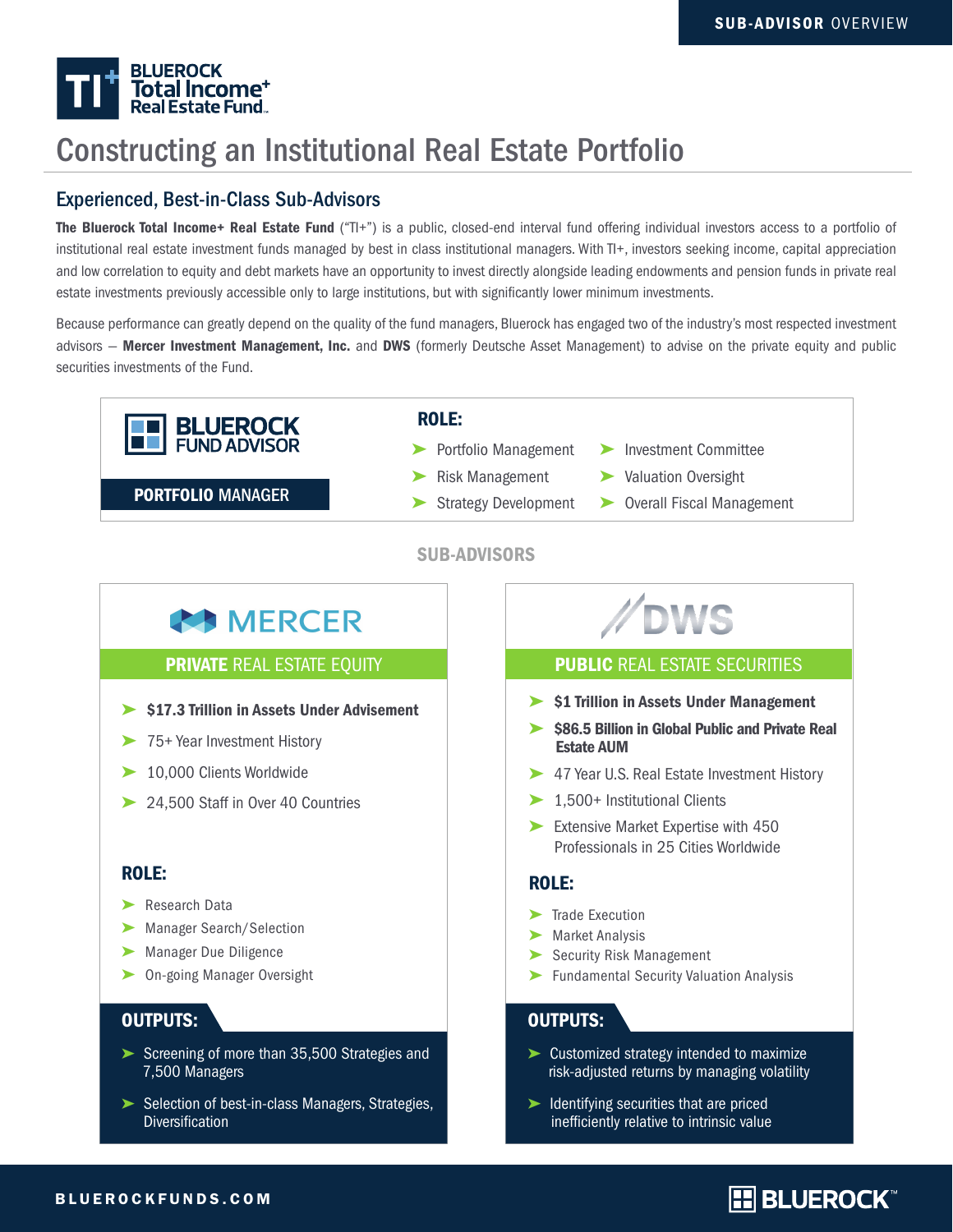SUB-ADVISOR OVERVIEW

BLUEROCK Total Income+ Real Estate Fund

# Constructing an Institutional Real Estate Portfolio

## Experienced, Best-in-Class Sub-Advisors

**The Bluerock Total Income+ Real Estate Fund** ("TI+") is a public, closed-end interval fund offering individual investors access to a portfolio of institutional real estate investment funds managed by best in class institutional managers. With TI+, investors seeking income, capital appreciation and low correlation to equity and debt markets have an opportunity to invest directly alongside leading endowments and pension funds in private real estate investments previously accessible only to large institutions, but with significantly lower minimum investments.

Because performance can greatly depend on the quality of the fund managers, Bluerock has engaged two of the industry's most respected investment advisors – **Mercer Investment Management, Inc.** and **DWS** (formerly Deutsche Asset Management) to advise on the private equity and public securities investments of the Fund.

### BLUEROCK FUND ADVISOR

**PORTFOLIO MANAGER**

**ROLE:**

- Portfolio Management
- Risk Management
- Strategy Development
- Investment Committee
- Valuation Oversight
- Overall Fiscal Management

## SUB-ADVISORS

### MERCER

**PRIVATE** REAL ESTATE EQUITY

- **$17.3 Trillion in Assets Under Advisement**
- 75+ Year Investment History
- 10,000 Clients Worldwide
- 24,500 Staff in Over 40 Countries

**ROLE:**

- Research Data
- Manager Search/Selection
- Manager Due Diligence
- On-going Manager Oversight

**OUTPUTS:**

- Screening of more than 35,500 Strategies and 7,500 Managers
- Selection of best-in-class Managers, Strategies, Diversification

### DWS

**PUBLIC** REAL ESTATE SECURITIES

- **$1 Trillion in Assets Under Management**
- **$86.5 Billion in Global Public and Private Real Estate AUM**
- 47 Year U.S. Real Estate Investment History
- 1,500+ Institutional Clients
- Extensive Market Expertise with 450 Professionals in 25 Cities Worldwide

**ROLE:**

- Trade Execution
- Market Analysis
- Security Risk Management
- Fundamental Security Valuation Analysis

**OUTPUTS:**

- Customized strategy intended to maximize risk-adjusted returns by managing volatility
- Identifying securities that are priced inefficiently relative to intrinsic value

BLUEROCKFUNDS.COM

BLUEROCK™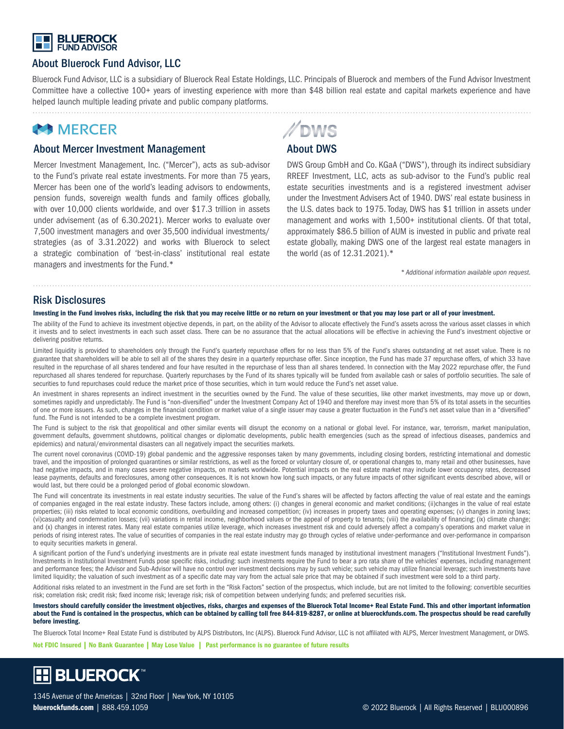## About Bluerock Fund Advisor, LLC

Bluerock Fund Advisor, LLC is a subsidiary of Bluerock Real Estate Holdings, LLC. Principals of Bluerock and members of the Fund Advisor Investment Committee have a collective 100+ years of investing experience with more than $48 billion real estate and capital markets experience and have helped launch multiple leading private and public company platforms.

## About Mercer Investment Management

Mercer Investment Management, Inc. ("Mercer"), acts as sub-advisor to the Fund's private real estate investments. For more than 75 years, Mercer has been one of the world's leading advisors to endowments, pension funds, sovereign wealth funds and family offices globally, with over 10,000 clients worldwide, and over $17.3 trillion in assets under advisement (as of 6.30.2021). Mercer works to evaluate over 7,500 investment managers and over 35,500 individual investments/ strategies (as of 3.31.2022) and works with Bluerock to select a strategic combination of 'best-in-class' institutional real estate managers and investments for the Fund.*

## About DWS

DWS Group GmbH and Co. KGaA ("DWS"), through its indirect subsidiary RREEF Investment, LLC, acts as sub-advisor to the Fund's public real estate securities investments and is a registered investment adviser under the Investment Advisers Act of 1940. DWS' real estate business in the U.S. dates back to 1975. Today, DWS has $1 trillion in assets under management and works with 1,500+ institutional clients. Of that total, approximately $86.5 billion of AUM is invested in public and private real estate globally, making DWS one of the largest real estate managers in the world (as of 12.31.2021).*

*\* Additional information available upon request.*

## Risk Disclosures

**Investing in the Fund involves risks, including the risk that you may receive little or no return on your investment or that you may lose part or all of your investment.**

The ability of the Fund to achieve its investment objective depends, in part, on the ability of the Advisor to allocate effectively the Fund's assets across the various asset classes in which it invests and to select investments in each such asset class. There can be no assurance that the actual allocations will be effective in achieving the Fund's investment objective or delivering positive returns.

Limited liquidity is provided to shareholders only through the Fund's quarterly repurchase offers for no less than 5% of the Fund's shares outstanding at net asset value. There is no guarantee that shareholders will be able to sell all of the shares they desire in a quarterly repurchase offer. Since inception, the Fund has made 37 repurchase offers, of which 33 have resulted in the repurchase of all shares tendered and four have resulted in the repurchase of less than all shares tendered. In connection with the May 2022 repurchase offer, the Fund repurchased all shares tendered for repurchase. Quarterly repurchases by the Fund of its shares typically will be funded from available cash or sales of portfolio securities. The sale of securities to fund repurchases could reduce the market price of those securities, which in turn would reduce the Fund's net asset value.

An investment in shares represents an indirect investment in the securities owned by the Fund. The value of these securities, like other market investments, may move up or down, sometimes rapidly and unpredictably. The Fund is "non-diversified" under the Investment Company Act of 1940 and therefore may invest more than 5% of its total assets in the securities of one or more issuers. As such, changes in the financial condition or market value of a single issuer may cause a greater fluctuation in the Fund's net asset value than in a "diversified" fund. The Fund is not intended to be a complete investment program.

The Fund is subject to the risk that geopolitical and other similar events will disrupt the economy on a national or global level. For instance, war, terrorism, market manipulation, government defaults, government shutdowns, political changes or diplomatic developments, public health emergencies (such as the spread of infectious diseases, pandemics and epidemics) and natural/environmental disasters can all negatively impact the securities markets.

The current novel coronavirus (COVID-19) global pandemic and the aggressive responses taken by many governments, including closing borders, restricting international and domestic travel, and the imposition of prolonged quarantines or similar restrictions, as well as the forced or voluntary closure of, or operational changes to, many retail and other businesses, have had negative impacts, and in many cases severe negative impacts, on markets worldwide. Potential impacts on the real estate market may include lower occupancy rates, decreased lease payments, defaults and foreclosures, among other consequences. It is not known how long such impacts, or any future impacts of other significant events described above, will or would last, but there could be a prolonged period of global economic slowdown.

The Fund will concentrate its investments in real estate industry securities. The value of the Fund's shares will be affected by factors affecting the value of real estate and the earnings of companies engaged in the real estate industry. These factors include, among others: (i) changes in general economic and market conditions; (ii)changes in the value of real estate properties; (iii) risks related to local economic conditions, overbuilding and increased competition; (iv) increases in property taxes and operating expenses; (v) changes in zoning laws; (vi)casualty and condemnation losses; (vii) variations in rental income, neighborhood values or the appeal of property to tenants; (viii) the availability of financing; (ix) climate change; and (x) changes in interest rates. Many real estate companies utilize leverage, which increases investment risk and could adversely affect a company's operations and market value in periods of rising interest rates. The value of securities of companies in the real estate industry may go through cycles of relative under-performance and over-performance in comparison to equity securities markets in general.

A significant portion of the Fund's underlying investments are in private real estate investment funds managed by institutional investment managers ("Institutional Investment Funds"). Investments in Institutional Investment Funds pose specific risks, including: such investments require the Fund to bear a pro rata share of the vehicles' expenses, including management and performance fees; the Advisor and Sub-Advisor will have no control over investment decisions may by such vehicle; such vehicle may utilize financial leverage; such investments have limited liquidity; the valuation of such investment as of a specific date may vary from the actual sale price that may be obtained if such investment were sold to a third party.

Additional risks related to an investment in the Fund are set forth in the "Risk Factors" section of the prospectus, which include, but are not limited to the following: convertible securities risk; correlation risk; credit risk; fixed income risk; leverage risk; risk of competition between underlying funds; and preferred securities risk.

**Investors should carefully consider the investment objectives, risks, charges and expenses of the Bluerock Total Income+ Real Estate Fund. This and other important information about the Fund is contained in the prospectus, which can be obtained by calling toll free 844-819-8287, or online at bluerockfunds.com. The prospectus should be read carefully before investing.**

The Bluerock Total Income+ Real Estate Fund is distributed by ALPS Distributors, Inc (ALPS). Bluerock Fund Advisor, LLC is not affiliated with ALPS, Mercer Investment Management, or DWS.

**Not FDIC Insured | No Bank Guarantee | May Lose Value | Past performance is no guarantee of future results**

1345 Avenue of the Americas | 32nd Floor | New York, NY 10105
**bluerockfunds.com** | 888.459.1059

© 2022 Bluerock | All Rights Reserved | BLU000896